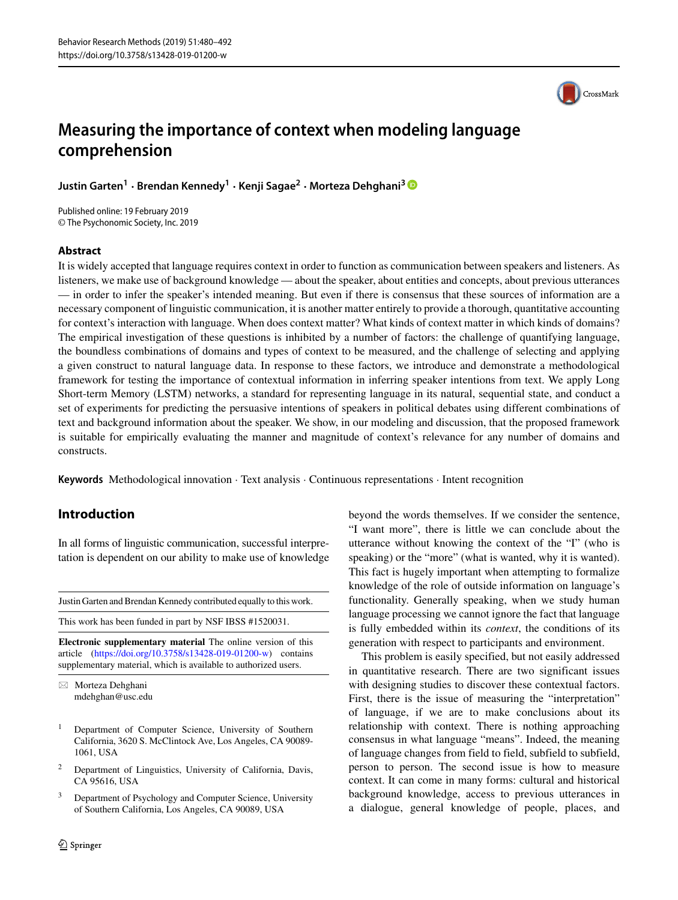# Measuring the importance of context when modeling language comprehension

**Justin Garten[1] · Brendan Kennedy[1] · Kenji Sagae[2] · Morteza Dehghani[3]**

Published online: 19 February 2019
© The Psychonomic Society, Inc. 2019

## Abstract

It is widely accepted that language requires context in order to function as communication between speakers and listeners. As listeners, we make use of background knowledge — about the speaker, about entities and concepts, about previous utterances — in order to infer the speaker's intended meaning. But even if there is consensus that these sources of information are a necessary component of linguistic communication, it is another matter entirely to provide a thorough, quantitative accounting for context's interaction with language. When does context matter? What kinds of context matter in which kinds of domains? The empirical investigation of these questions is inhibited by a number of factors: the challenge of quantifying language, the boundless combinations of domains and types of context to be measured, and the challenge of selecting and applying a given construct to natural language data. In response to these factors, we introduce and demonstrate a methodological framework for testing the importance of contextual information in inferring speaker intentions from text. We apply Long Short-term Memory (LSTM) networks, a standard for representing language in its natural, sequential state, and conduct a set of experiments for predicting the persuasive intentions of speakers in political debates using different combinations of text and background information about the speaker. We show, in our modeling and discussion, that the proposed framework is suitable for empirically evaluating the manner and magnitude of context's relevance for any number of domains and constructs.

**Keywords** Methodological innovation · Text analysis · Continuous representations · Intent recognition

## Introduction

In all forms of linguistic communication, successful interpretation is dependent on our ability to make use of knowledge beyond the words themselves. If we consider the sentence, "I want more", there is little we can conclude about the utterance without knowing the context of the "I" (who is speaking) or the "more" (what is wanted, why it is wanted). This fact is hugely important when attempting to formalize knowledge of the role of outside information on language's functionality. Generally speaking, when we study human language processing we cannot ignore the fact that language is fully embedded within its *context*, the conditions of its generation with respect to participants and environment.

This problem is easily specified, but not easily addressed in quantitative research. There are two significant issues with designing studies to discover these contextual factors. First, there is the issue of measuring the "interpretation" of language, if we are to make conclusions about its relationship with context. There is nothing approaching consensus in what language "means". Indeed, the meaning of language changes from field to field, subfield to subfield, person to person. The second issue is how to measure context. It can come in many forms: cultural and historical background knowledge, access to previous utterances in a dialogue, general knowledge of people, places, and

---

Justin Garten and Brendan Kennedy contributed equally to this work.

This work has been funded in part by NSF IBSS #1520031.

**Electronic supplementary material** The online version of this article (https://doi.org/10.3758/s13428-019-01200-w) contains supplementary material, which is available to authorized users.

✉ Morteza Dehghani
mdehghan@usc.edu

[1] Department of Computer Science, University of Southern California, 3620 S. McClintock Ave, Los Angeles, CA 90089-1061, USA

[2] Department of Linguistics, University of California, Davis, CA 95616, USA

[3] Department of Psychology and Computer Science, University of Southern California, Los Angeles, CA 90089, USA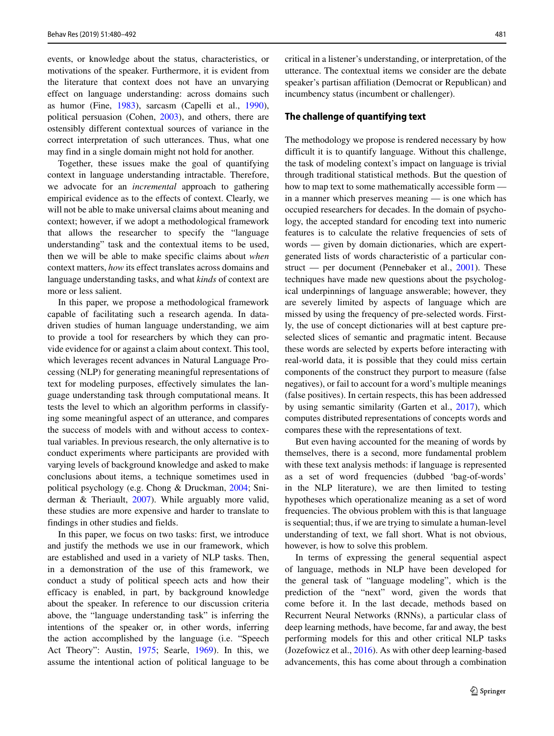events, or knowledge about the status, characteristics, or motivations of the speaker. Furthermore, it is evident from the literature that context does not have an unvarying effect on language understanding: across domains such as humor (Fine, 1983), sarcasm (Capelli et al., 1990), political persuasion (Cohen, 2003), and others, there are ostensibly different contextual sources of variance in the correct interpretation of such utterances. Thus, what one may find in a single domain might not hold for another.

Together, these issues make the goal of quantifying context in language understanding intractable. Therefore, we advocate for an *incremental* approach to gathering empirical evidence as to the effects of context. Clearly, we will not be able to make universal claims about meaning and context; however, if we adopt a methodological framework that allows the researcher to specify the "language understanding" task and the contextual items to be used, then we will be able to make specific claims about *when* context matters, *how* its effect translates across domains and language understanding tasks, and what *kinds* of context are more or less salient.

In this paper, we propose a methodological framework capable of facilitating such a research agenda. In data-driven studies of human language understanding, we aim to provide a tool for researchers by which they can provide evidence for or against a claim about context. This tool, which leverages recent advances in Natural Language Processing (NLP) for generating meaningful representations of text for modeling purposes, effectively simulates the language understanding task through computational means. It tests the level to which an algorithm performs in classifying some meaningful aspect of an utterance, and compares the success of models with and without access to contextual variables. In previous research, the only alternative is to conduct experiments where participants are provided with varying levels of background knowledge and asked to make conclusions about items, a technique sometimes used in political psychology (e.g. Chong & Druckman, 2004; Sniderman & Theriault, 2007). While arguably more valid, these studies are more expensive and harder to translate to findings in other studies and fields.

In this paper, we focus on two tasks: first, we introduce and justify the methods we use in our framework, which are established and used in a variety of NLP tasks. Then, in a demonstration of the use of this framework, we conduct a study of political speech acts and how their efficacy is enabled, in part, by background knowledge about the speaker. In reference to our discussion criteria above, the "language understanding task" is inferring the intentions of the speaker or, in other words, inferring the action accomplished by the language (i.e. "Speech Act Theory": Austin, 1975; Searle, 1969). In this, we assume the intentional action of political language to be critical in a listener's understanding, or interpretation, of the utterance. The contextual items we consider are the debate speaker's partisan affiliation (Democrat or Republican) and incumbency status (incumbent or challenger).

## The challenge of quantifying text

The methodology we propose is rendered necessary by how difficult it is to quantify language. Without this challenge, the task of modeling context's impact on language is trivial through traditional statistical methods. But the question of how to map text to some mathematically accessible form — in a manner which preserves meaning — is one which has occupied researchers for decades. In the domain of psychology, the accepted standard for encoding text into numeric features is to calculate the relative frequencies of sets of words — given by domain dictionaries, which are expert-generated lists of words characteristic of a particular construct — per document (Pennebaker et al., 2001). These techniques have made new questions about the psychological underpinnings of language answerable; however, they are severely limited by aspects of language which are missed by using the frequency of pre-selected words. Firstly, the use of concept dictionaries will at best capture pre-selected slices of semantic and pragmatic intent. Because these words are selected by experts before interacting with real-world data, it is possible that they could miss certain components of the construct they purport to measure (false negatives), or fail to account for a word's multiple meanings (false positives). In certain respects, this has been addressed by using semantic similarity (Garten et al., 2017), which computes distributed representations of concepts words and compares these with the representations of text.

But even having accounted for the meaning of words by themselves, there is a second, more fundamental problem with these text analysis methods: if language is represented as a set of word frequencies (dubbed 'bag-of-words' in the NLP literature), we are then limited to testing hypotheses which operationalize meaning as a set of word frequencies. The obvious problem with this is that language is sequential; thus, if we are trying to simulate a human-level understanding of text, we fall short. What is not obvious, however, is how to solve this problem.

In terms of expressing the general sequential aspect of language, methods in NLP have been developed for the general task of "language modeling", which is the prediction of the "next" word, given the words that come before it. In the last decade, methods based on Recurrent Neural Networks (RNNs), a particular class of deep learning methods, have become, far and away, the best performing models for this and other critical NLP tasks (Jozefowicz et al., 2016). As with other deep learning-based advancements, this has come about through a combination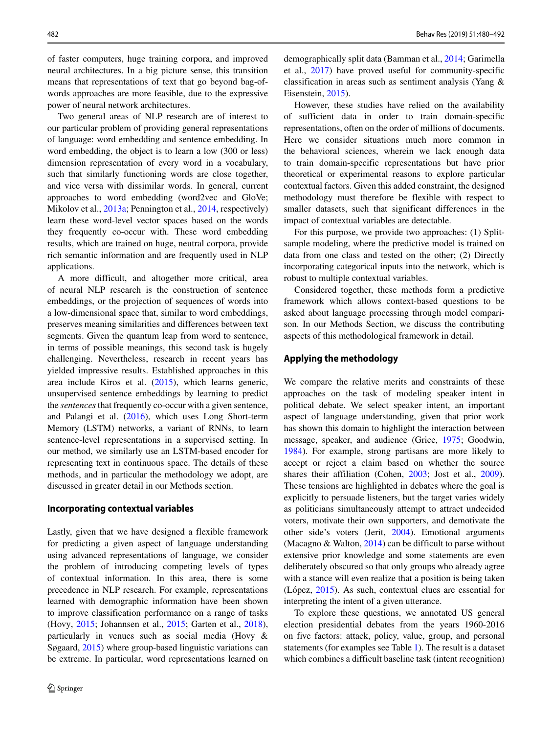of faster computers, huge training corpora, and improved neural architectures. In a big picture sense, this transition means that representations of text that go beyond bag-of-words approaches are more feasible, due to the expressive power of neural network architectures.

Two general areas of NLP research are of interest to our particular problem of providing general representations of language: word embedding and sentence embedding. In word embedding, the object is to learn a low (300 or less) dimension representation of every word in a vocabulary, such that similarly functioning words are close together, and vice versa with dissimilar words. In general, current approaches to word embedding (word2vec and GloVe; Mikolov et al., 2013a; Pennington et al., 2014, respectively) learn these word-level vector spaces based on the words they frequently co-occur with. These word embedding results, which are trained on huge, neutral corpora, provide rich semantic information and are frequently used in NLP applications.

A more difficult, and altogether more critical, area of neural NLP research is the construction of sentence embeddings, or the projection of sequences of words into a low-dimensional space that, similar to word embeddings, preserves meaning similarities and differences between text segments. Given the quantum leap from word to sentence, in terms of possible meanings, this second task is hugely challenging. Nevertheless, research in recent years has yielded impressive results. Established approaches in this area include Kiros et al. (2015), which learns generic, unsupervised sentence embeddings by learning to predict the *sentences* that frequently co-occur with a given sentence, and Palangi et al. (2016), which uses Long Short-term Memory (LSTM) networks, a variant of RNNs, to learn sentence-level representations in a supervised setting. In our method, we similarly use an LSTM-based encoder for representing text in continuous space. The details of these methods, and in particular the methodology we adopt, are discussed in greater detail in our Methods section.

### Incorporating contextual variables

Lastly, given that we have designed a flexible framework for predicting a given aspect of language understanding using advanced representations of language, we consider the problem of introducing competing levels of types of contextual information. In this area, there is some precedence in NLP research. For example, representations learned with demographic information have been shown to improve classification performance on a range of tasks (Hovy, 2015; Johannsen et al., 2015; Garten et al., 2018), particularly in venues such as social media (Hovy & Søgaard, 2015) where group-based linguistic variations can be extreme. In particular, word representations learned on demographically split data (Bamman et al., 2014; Garimella et al., 2017) have proved useful for community-specific classification in areas such as sentiment analysis (Yang & Eisenstein, 2015).

However, these studies have relied on the availability of sufficient data in order to train domain-specific representations, often on the order of millions of documents. Here we consider situations much more common in the behavioral sciences, wherein we lack enough data to train domain-specific representations but have prior theoretical or experimental reasons to explore particular contextual factors. Given this added constraint, the designed methodology must therefore be flexible with respect to smaller datasets, such that significant differences in the impact of contextual variables are detectable.

For this purpose, we provide two approaches: (1) Split-sample modeling, where the predictive model is trained on data from one class and tested on the other; (2) Directly incorporating categorical inputs into the network, which is robust to multiple contextual variables.

Considered together, these methods form a predictive framework which allows context-based questions to be asked about language processing through model comparison. In our Methods Section, we discuss the contributing aspects of this methodological framework in detail.

## Applying the methodology

We compare the relative merits and constraints of these approaches on the task of modeling speaker intent in political debate. We select speaker intent, an important aspect of language understanding, given that prior work has shown this domain to highlight the interaction between message, speaker, and audience (Grice, 1975; Goodwin, 1984). For example, strong partisans are more likely to accept or reject a claim based on whether the source shares their affiliation (Cohen, 2003; Jost et al., 2009). These tensions are highlighted in debates where the goal is explicitly to persuade listeners, but the target varies widely as politicians simultaneously attempt to attract undecided voters, motivate their own supporters, and demotivate the other side's voters (Jerit, 2004). Emotional arguments (Macagno & Walton, 2014) can be difficult to parse without extensive prior knowledge and some statements are even deliberately obscured so that only groups who already agree with a stance will even realize that a position is being taken (López, 2015). As such, contextual clues are essential for interpreting the intent of a given utterance.

To explore these questions, we annotated US general election presidential debates from the years 1960-2016 on five factors: attack, policy, value, group, and personal statements (for examples see Table 1). The result is a dataset which combines a difficult baseline task (intent recognition)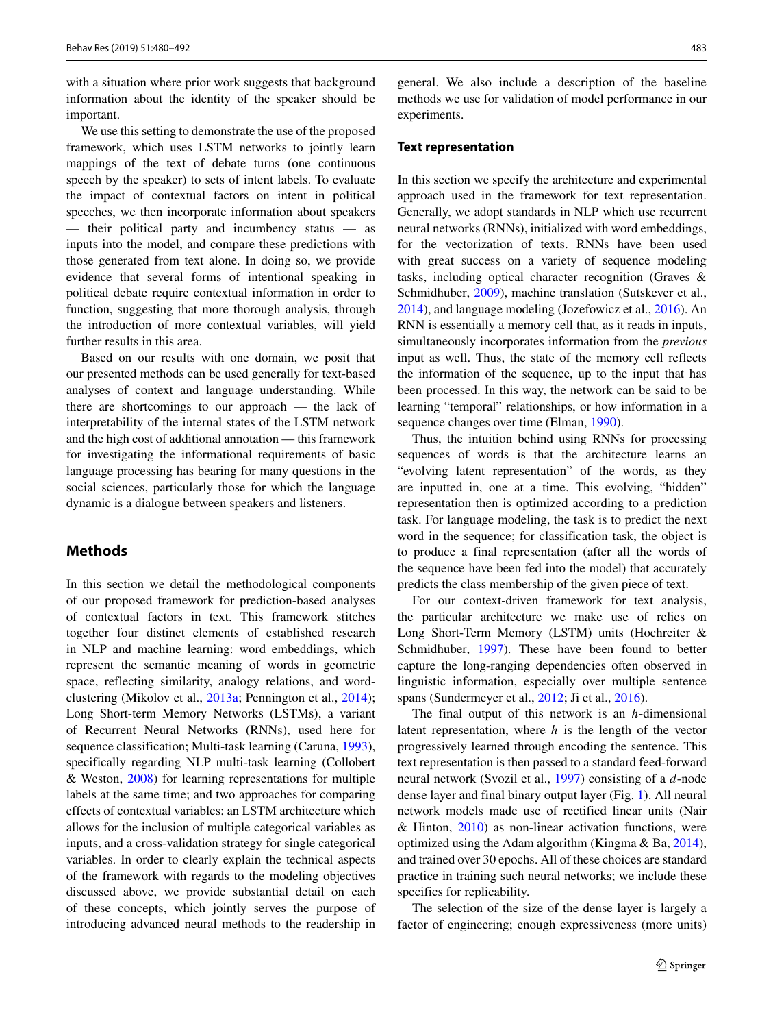with a situation where prior work suggests that background information about the identity of the speaker should be important.

We use this setting to demonstrate the use of the proposed framework, which uses LSTM networks to jointly learn mappings of the text of debate turns (one continuous speech by the speaker) to sets of intent labels. To evaluate the impact of contextual factors on intent in political speeches, we then incorporate information about speakers — their political party and incumbency status — as inputs into the model, and compare these predictions with those generated from text alone. In doing so, we provide evidence that several forms of intentional speaking in political debate require contextual information in order to function, suggesting that more thorough analysis, through the introduction of more contextual variables, will yield further results in this area.

Based on our results with one domain, we posit that our presented methods can be used generally for text-based analyses of context and language understanding. While there are shortcomings to our approach — the lack of interpretability of the internal states of the LSTM network and the high cost of additional annotation — this framework for investigating the informational requirements of basic language processing has bearing for many questions in the social sciences, particularly those for which the language dynamic is a dialogue between speakers and listeners.

## Methods

In this section we detail the methodological components of our proposed framework for prediction-based analyses of contextual factors in text. This framework stitches together four distinct elements of established research in NLP and machine learning: word embeddings, which represent the semantic meaning of words in geometric space, reflecting similarity, analogy relations, and word-clustering (Mikolov et al., 2013a; Pennington et al., 2014); Long Short-term Memory Networks (LSTMs), a variant of Recurrent Neural Networks (RNNs), used here for sequence classification; Multi-task learning (Caruna, 1993), specifically regarding NLP multi-task learning (Collobert & Weston, 2008) for learning representations for multiple labels at the same time; and two approaches for comparing effects of contextual variables: an LSTM architecture which allows for the inclusion of multiple categorical variables as inputs, and a cross-validation strategy for single categorical variables. In order to clearly explain the technical aspects of the framework with regards to the modeling objectives discussed above, we provide substantial detail on each of these concepts, which jointly serves the purpose of introducing advanced neural methods to the readership in general. We also include a description of the baseline methods we use for validation of model performance in our experiments.

### Text representation

In this section we specify the architecture and experimental approach used in the framework for text representation. Generally, we adopt standards in NLP which use recurrent neural networks (RNNs), initialized with word embeddings, for the vectorization of texts. RNNs have been used with great success on a variety of sequence modeling tasks, including optical character recognition (Graves & Schmidhuber, 2009), machine translation (Sutskever et al., 2014), and language modeling (Jozefowicz et al., 2016). An RNN is essentially a memory cell that, as it reads in inputs, simultaneously incorporates information from the *previous* input as well. Thus, the state of the memory cell reflects the information of the sequence, up to the input that has been processed. In this way, the network can be said to be learning "temporal" relationships, or how information in a sequence changes over time (Elman, 1990).

Thus, the intuition behind using RNNs for processing sequences of words is that the architecture learns an "evolving latent representation" of the words, as they are inputted in, one at a time. This evolving, "hidden" representation then is optimized according to a prediction task. For language modeling, the task is to predict the next word in the sequence; for classification task, the object is to produce a final representation (after all the words of the sequence have been fed into the model) that accurately predicts the class membership of the given piece of text.

For our context-driven framework for text analysis, the particular architecture we make use of relies on Long Short-Term Memory (LSTM) units (Hochreiter & Schmidhuber, 1997). These have been found to better capture the long-ranging dependencies often observed in linguistic information, especially over multiple sentence spans (Sundermeyer et al., 2012; Ji et al., 2016).

The final output of this network is an $h$-dimensional latent representation, where $h$ is the length of the vector progressively learned through encoding the sentence. This text representation is then passed to a standard feed-forward neural network (Svozil et al., 1997) consisting of a $d$-node dense layer and final binary output layer (Fig. 1). All neural network models made use of rectified linear units (Nair & Hinton, 2010) as non-linear activation functions, were optimized using the Adam algorithm (Kingma & Ba, 2014), and trained over 30 epochs. All of these choices are standard practice in training such neural networks; we include these specifics for replicability.

The selection of the size of the dense layer is largely a factor of engineering; enough expressiveness (more units)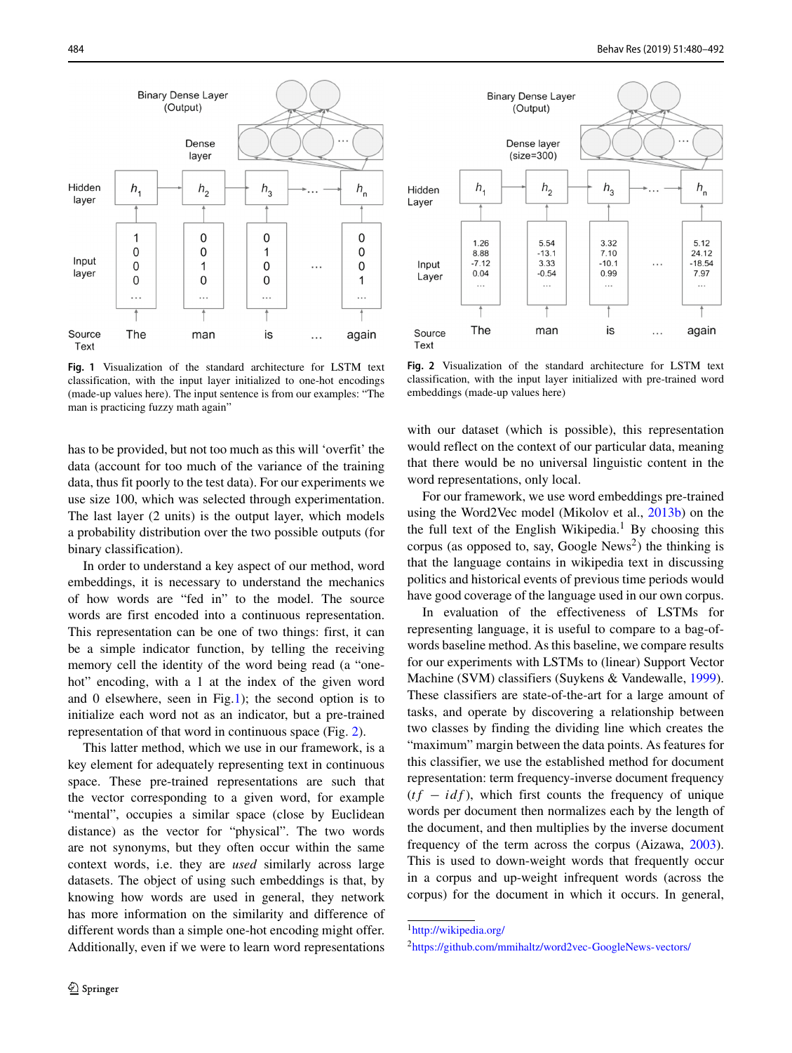Fig. 1 Visualization of the standard architecture for LSTM text classification, with the input layer initialized to one-hot encodings (made-up values here). The input sentence is from our examples: "The man is practicing fuzzy math again"

Fig. 2 Visualization of the standard architecture for LSTM text classification, with the input layer initialized with pre-trained word embeddings (made-up values here)

has to be provided, but not too much as this will 'overfit' the data (account for too much of the variance of the training data, thus fit poorly to the test data). For our experiments we use size 100, which was selected through experimentation. The last layer (2 units) is the output layer, which models a probability distribution over the two possible outputs (for binary classification).

In order to understand a key aspect of our method, word embeddings, it is necessary to understand the mechanics of how words are "fed in" to the model. The source words are first encoded into a continuous representation. This representation can be one of two things: first, it can be a simple indicator function, by telling the receiving memory cell the identity of the word being read (a "one-hot" encoding, with a 1 at the index of the given word and 0 elsewhere, seen in Fig. 1); the second option is to initialize each word not as an indicator, but a pre-trained representation of that word in continuous space (Fig. 2).

This latter method, which we use in our framework, is a key element for adequately representing text in continuous space. These pre-trained representations are such that the vector corresponding to a given word, for example "mental", occupies a similar space (close by Euclidean distance) as the vector for "physical". The two words are not synonyms, but they often occur within the same context words, i.e. they are *used* similarly across large datasets. The object of using such embeddings is that, by knowing how words are used in general, they network has more information on the similarity and difference of different words than a simple one-hot encoding might offer. Additionally, even if we were to learn word representations with our dataset (which is possible), this representation would reflect on the context of our particular data, meaning that there would be no universal linguistic content in the word representations, only local.

For our framework, we use word embeddings pre-trained using the Word2Vec model (Mikolov et al., 2013b) on the the full text of the English Wikipedia.[1] By choosing this corpus (as opposed to, say, Google News[2]) the thinking is that the language contains in wikipedia text in discussing politics and historical events of previous time periods would have good coverage of the language used in our own corpus.

In evaluation of the effectiveness of LSTMs for representing language, it is useful to compare to a bag-of-words baseline method. As this baseline, we compare results for our experiments with LSTMs to (linear) Support Vector Machine (SVM) classifiers (Suykens & Vandewalle, 1999). These classifiers are state-of-the-art for a large amount of tasks, and operate by discovering a relationship between two classes by finding the dividing line which creates the "maximum" margin between the data points. As features for this classifier, we use the established method for document representation: term frequency-inverse document frequency ($tf - idf$), which first counts the frequency of unique words per document then normalizes each by the length of the document, and then multiplies by the inverse document frequency of the term across the corpus (Aizawa, 2003). This is used to down-weight words that frequently occur in a corpus and up-weight infrequent words (across the corpus) for the document in which it occurs. In general,

[1] http://wikipedia.org/

[2] https://github.com/mmihaltz/word2vec-GoogleNews-vectors/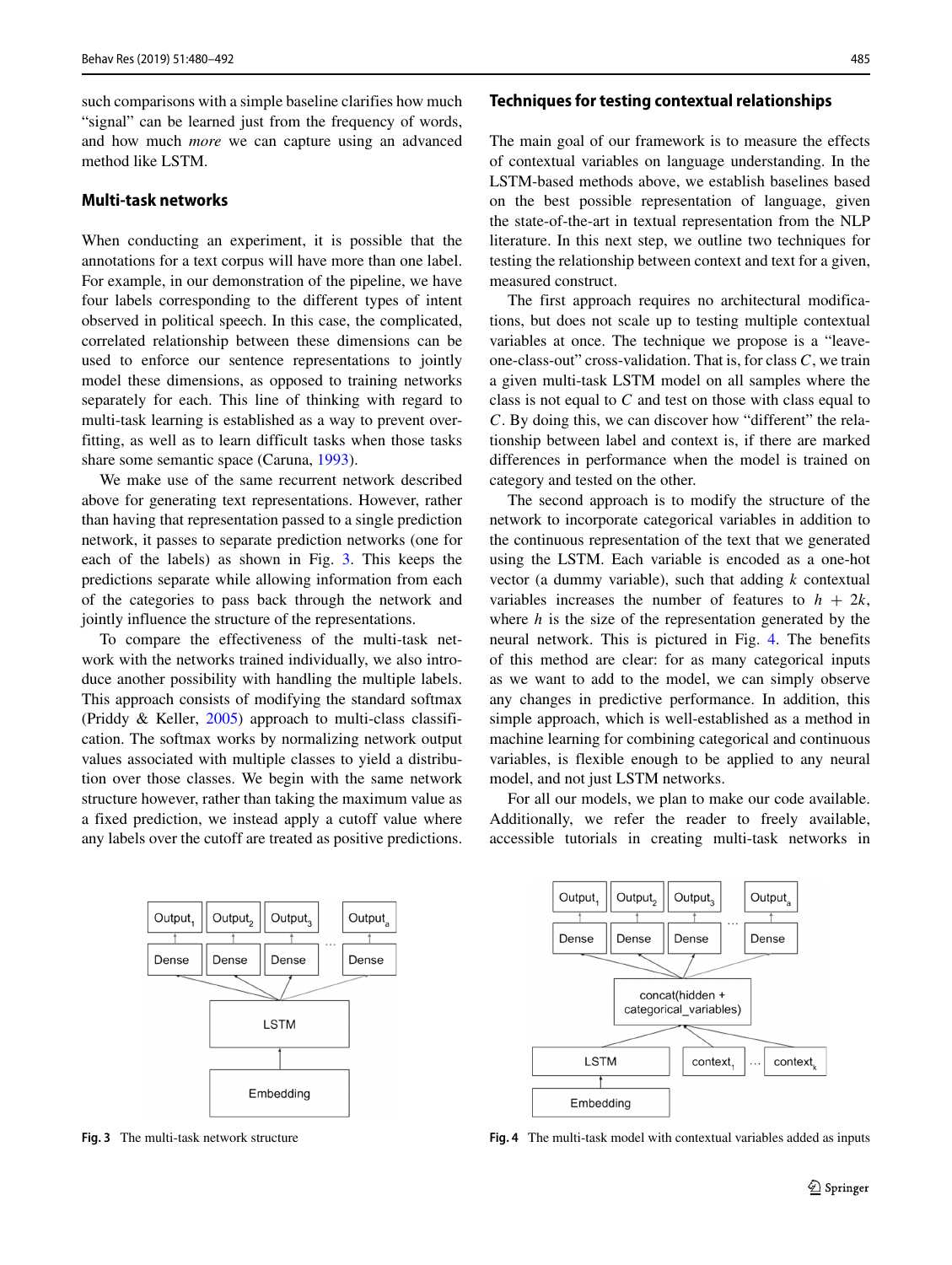such comparisons with a simple baseline clarifies how much "signal" can be learned just from the frequency of words, and how much *more* we can capture using an advanced method like LSTM.

## Multi-task networks

When conducting an experiment, it is possible that the annotations for a text corpus will have more than one label. For example, in our demonstration of the pipeline, we have four labels corresponding to the different types of intent observed in political speech. In this case, the complicated, correlated relationship between these dimensions can be used to enforce our sentence representations to jointly model these dimensions, as opposed to training networks separately for each. This line of thinking with regard to multi-task learning is established as a way to prevent overfitting, as well as to learn difficult tasks when those tasks share some semantic space (Caruna, 1993).

We make use of the same recurrent network described above for generating text representations. However, rather than having that representation passed to a single prediction network, it passes to separate prediction networks (one for each of the labels) as shown in Fig. 3. This keeps the predictions separate while allowing information from each of the categories to pass back through the network and jointly influence the structure of the representations.

To compare the effectiveness of the multi-task network with the networks trained individually, we also introduce another possibility with handling the multiple labels. This approach consists of modifying the standard softmax (Priddy & Keller, 2005) approach to multi-class classification. The softmax works by normalizing network output values associated with multiple classes to yield a distribution over those classes. We begin with the same network structure however, rather than taking the maximum value as a fixed prediction, we instead apply a cutoff value where any labels over the cutoff are treated as positive predictions.

## Techniques for testing contextual relationships

The main goal of our framework is to measure the effects of contextual variables on language understanding. In the LSTM-based methods above, we establish baselines based on the best possible representation of language, given the state-of-the-art in textual representation from the NLP literature. In this next step, we outline two techniques for testing the relationship between context and text for a given, measured construct.

The first approach requires no architectural modifications, but does not scale up to testing multiple contextual variables at once. The technique we propose is a "leave-one-class-out" cross-validation. That is, for class $C$, we train a given multi-task LSTM model on all samples where the class is not equal to $C$ and test on those with class equal to $C$. By doing this, we can discover how "different" the relationship between label and context is, if there are marked differences in performance when the model is trained on category and tested on the other.

The second approach is to modify the structure of the network to incorporate categorical variables in addition to the continuous representation of the text that we generated using the LSTM. Each variable is encoded as a one-hot vector (a dummy variable), such that adding $k$ contextual variables increases the number of features to $h + 2k$, where $h$ is the size of the representation generated by the neural network. This is pictured in Fig. 4. The benefits of this method are clear: for as many categorical inputs as we want to add to the model, we can simply observe any changes in predictive performance. In addition, this simple approach, which is well-established as a method in machine learning for combining categorical and continuous variables, is flexible enough to be applied to any neural model, and not just LSTM networks.

For all our models, we plan to make our code available. Additionally, we refer the reader to freely available, accessible tutorials in creating multi-task networks in

Output$_1$ Output$_2$ Output$_3$ ... Output$_a$
Dense Dense Dense Dense
LSTM
Embedding

**Fig. 3** The multi-task network structure

Output$_1$ Output$_2$ Output$_3$ ... Output$_a$
Dense Dense Dense Dense
concat(hidden + categorical_variables)
LSTM context$_1$ ... context$_k$
Embedding

**Fig. 4** The multi-task model with contextual variables added as inputs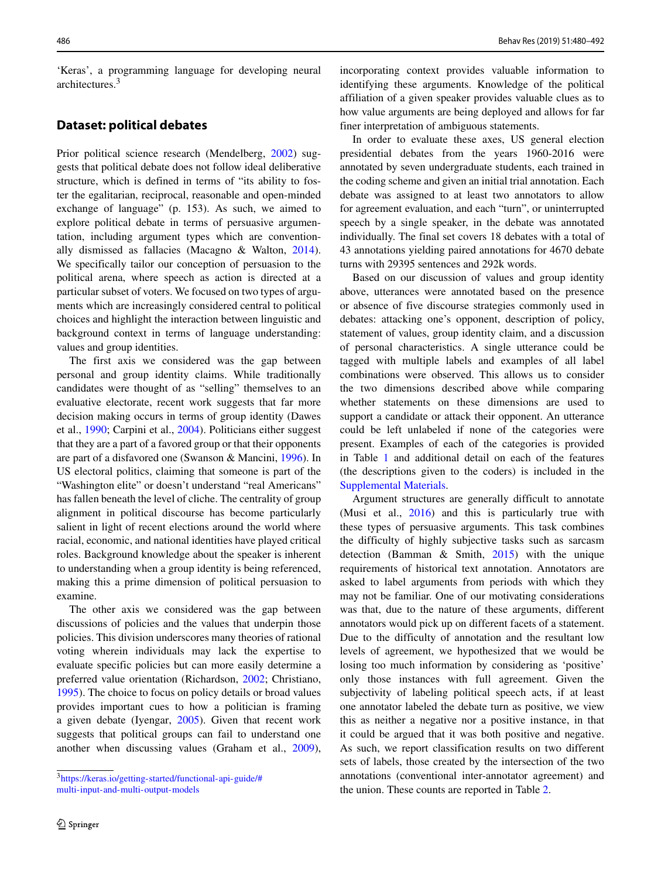'Keras', a programming language for developing neural architectures.[3]

## Dataset: political debates

Prior political science research (Mendelberg, 2002) suggests that political debate does not follow ideal deliberative structure, which is defined in terms of "its ability to foster the egalitarian, reciprocal, reasonable and open-minded exchange of language" (p. 153). As such, we aimed to explore political debate in terms of persuasive argumentation, including argument types which are conventionally dismissed as fallacies (Macagno & Walton, 2014). We specifically tailor our conception of persuasion to the political arena, where speech as action is directed at a particular subset of voters. We focused on two types of arguments which are increasingly considered central to political choices and highlight the interaction between linguistic and background context in terms of language understanding: values and group identities.

The first axis we considered was the gap between personal and group identity claims. While traditionally candidates were thought of as "selling" themselves to an evaluative electorate, recent work suggests that far more decision making occurs in terms of group identity (Dawes et al., 1990; Carpini et al., 2004). Politicians either suggest that they are a part of a favored group or that their opponents are part of a disfavored one (Swanson & Mancini, 1996). In US electoral politics, claiming that someone is part of the "Washington elite" or doesn't understand "real Americans" has fallen beneath the level of cliche. The centrality of group alignment in political discourse has become particularly salient in light of recent elections around the world where racial, economic, and national identities have played critical roles. Background knowledge about the speaker is inherent to understanding when a group identity is being referenced, making this a prime dimension of political persuasion to examine.

The other axis we considered was the gap between discussions of policies and the values that underpin those policies. This division underscores many theories of rational voting wherein individuals may lack the expertise to evaluate specific policies but can more easily determine a preferred value orientation (Richardson, 2002; Christiano, 1995). The choice to focus on policy details or broad values provides important cues to how a politician is framing a given debate (Iyengar, 2005). Given that recent work suggests that political groups can fail to understand one another when discussing values (Graham et al., 2009), incorporating context provides valuable information to identifying these arguments. Knowledge of the political affiliation of a given speaker provides valuable clues as to how value arguments are being deployed and allows for far finer interpretation of ambiguous statements.

In order to evaluate these axes, US general election presidential debates from the years 1960-2016 were annotated by seven undergraduate students, each trained in the coding scheme and given an initial trial annotation. Each debate was assigned to at least two annotators to allow for agreement evaluation, and each "turn", or uninterrupted speech by a single speaker, in the debate was annotated individually. The final set covers 18 debates with a total of 43 annotations yielding paired annotations for 4670 debate turns with 29395 sentences and 292k words.

Based on our discussion of values and group identity above, utterances were annotated based on the presence or absence of five discourse strategies commonly used in debates: attacking one's opponent, description of policy, statement of values, group identity claim, and a discussion of personal characteristics. A single utterance could be tagged with multiple labels and examples of all label combinations were observed. This allows us to consider the two dimensions described above while comparing whether statements on these dimensions are used to support a candidate or attack their opponent. An utterance could be left unlabeled if none of the categories were present. Examples of each of the categories is provided in Table 1 and additional detail on each of the features (the descriptions given to the coders) is included in the Supplemental Materials.

Argument structures are generally difficult to annotate (Musi et al., 2016) and this is particularly true with these types of persuasive arguments. This task combines the difficulty of highly subjective tasks such as sarcasm detection (Bamman & Smith, 2015) with the unique requirements of historical text annotation. Annotators are asked to label arguments from periods with which they may not be familiar. One of our motivating considerations was that, due to the nature of these arguments, different annotators would pick up on different facets of a statement. Due to the difficulty of annotation and the resultant low levels of agreement, we hypothesized that we would be losing too much information by considering as 'positive' only those instances with full agreement. Given the subjectivity of labeling political speech acts, if at least one annotator labeled the debate turn as positive, we view this as neither a negative nor a positive instance, in that it could be argued that it was both positive and negative. As such, we report classification results on two different sets of labels, those created by the intersection of the two annotations (conventional inter-annotator agreement) and the union. These counts are reported in Table 2.

[3] https://keras.io/getting-started/functional-api-guide/#multi-input-and-multi-output-models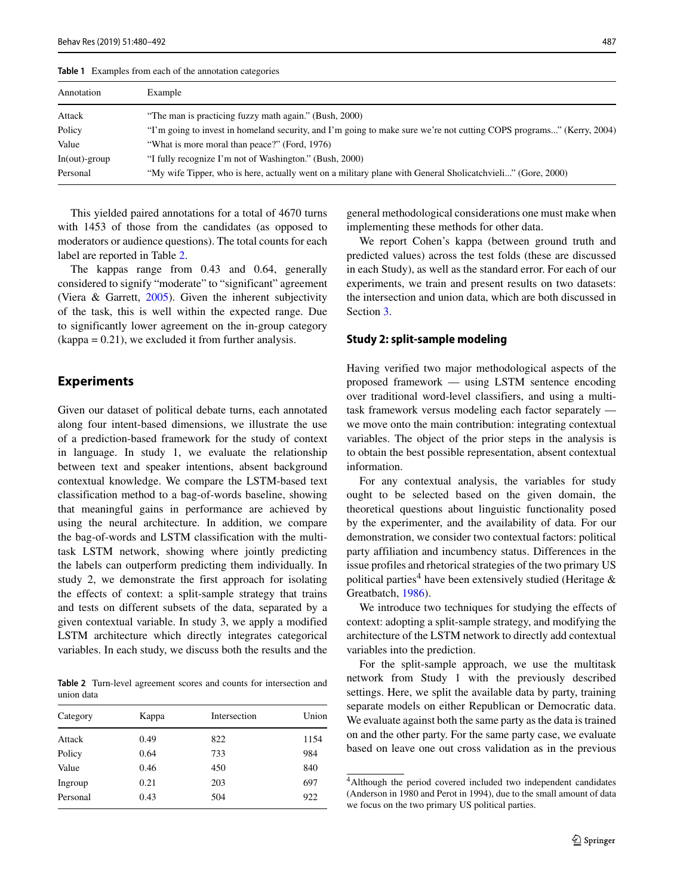**Table 1** Examples from each of the annotation categories

| Annotation | Example |
| --- | --- |
| Attack | "The man is practicing fuzzy math again." (Bush, 2000) |
| Policy | "I'm going to invest in homeland security, and I'm going to make sure we're not cutting COPS programs..." (Kerry, 2004) |
| Value | "What is more moral than peace?" (Ford, 1976) |
| In(out)-group | "I fully recognize I'm not of Washington." (Bush, 2000) |
| Personal | "My wife Tipper, who is here, actually went on a military plane with General Sholicatchvieli..." (Gore, 2000) |

This yielded paired annotations for a total of 4670 turns with 1453 of those from the candidates (as opposed to moderators or audience questions). The total counts for each label are reported in Table 2.

The kappas range from 0.43 and 0.64, generally considered to signify "moderate" to "significant" agreement (Viera & Garrett, 2005). Given the inherent subjectivity of the task, this is well within the expected range. Due to significantly lower agreement on the in-group category (kappa = 0.21), we excluded it from further analysis.

## Experiments

Given our dataset of political debate turns, each annotated along four intent-based dimensions, we illustrate the use of a prediction-based framework for the study of context in language. In study 1, we evaluate the relationship between text and speaker intentions, absent background contextual knowledge. We compare the LSTM-based text classification method to a bag-of-words baseline, showing that meaningful gains in performance are achieved by using the neural architecture. In addition, we compare the bag-of-words and LSTM classification with the multi-task LSTM network, showing where jointly predicting the labels can outperform predicting them individually. In study 2, we demonstrate the first approach for isolating the effects of context: a split-sample strategy that trains and tests on different subsets of the data, separated by a given contextual variable. In study 3, we apply a modified LSTM architecture which directly integrates categorical variables. In each study, we discuss both the results and the general methodological considerations one must make when implementing these methods for other data.

**Table 2** Turn-level agreement scores and counts for intersection and union data

| Category | Kappa | Intersection | Union |
| --- | --- | --- | --- |
| Attack | 0.49 | 822 | 1154 |
| Policy | 0.64 | 733 | 984 |
| Value | 0.46 | 450 | 840 |
| Ingroup | 0.21 | 203 | 697 |
| Personal | 0.43 | 504 | 922 |

We report Cohen's kappa (between ground truth and predicted values) across the test folds (these are discussed in each Study), as well as the standard error. For each of our experiments, we train and present results on two datasets: the intersection and union data, which are both discussed in Section 3.

### Study 2: split-sample modeling

Having verified two major methodological aspects of the proposed framework — using LSTM sentence encoding over traditional word-level classifiers, and using a multi-task framework versus modeling each factor separately — we move onto the main contribution: integrating contextual variables. The object of the prior steps in the analysis is to obtain the best possible representation, absent contextual information.

For any contextual analysis, the variables for study ought to be selected based on the given domain, the theoretical questions about linguistic functionality posed by the experimenter, and the availability of data. For our demonstration, we consider two contextual factors: political party affiliation and incumbency status. Differences in the issue profiles and rhetorical strategies of the two primary US political parties[4] have been extensively studied (Heritage & Greatbatch, 1986).

We introduce two techniques for studying the effects of context: adopting a split-sample strategy, and modifying the architecture of the LSTM network to directly add contextual variables into the prediction.

For the split-sample approach, we use the multitask network from Study 1 with the previously described settings. Here, we split the available data by party, training separate models on either Republican or Democratic data. We evaluate against both the same party as the data is trained on and the other party. For the same party case, we evaluate based on leave one out cross validation as in the previous

[4]Although the period covered included two independent candidates (Anderson in 1980 and Perot in 1994), due to the small amount of data we focus on the two primary US political parties.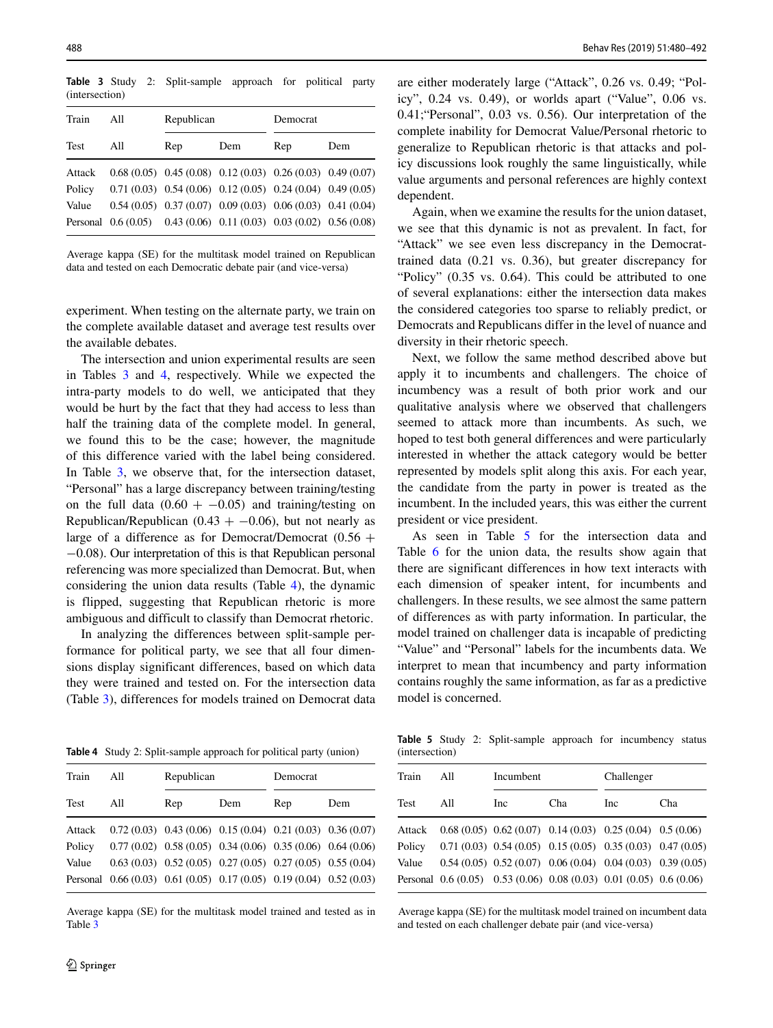**Table 3** Study 2: Split-sample approach for political party (intersection)

| Train | All | Republican | | Democrat | |
|---|---|---|---|---|---|
| Test | All | Rep | Dem | Rep | Dem |
| Attack | 0.68 (0.05) | 0.45 (0.08) | 0.12 (0.03) | 0.26 (0.03) | 0.49 (0.07) |
| Policy | 0.71 (0.03) | 0.54 (0.06) | 0.12 (0.05) | 0.24 (0.04) | 0.49 (0.05) |
| Value | 0.54 (0.05) | 0.37 (0.07) | 0.09 (0.03) | 0.06 (0.03) | 0.41 (0.04) |
| Personal | 0.6 (0.05) | 0.43 (0.06) | 0.11 (0.03) | 0.03 (0.02) | 0.56 (0.08) |

Average kappa (SE) for the multitask model trained on Republican data and tested on each Democratic debate pair (and vice-versa)

experiment. When testing on the alternate party, we train on the complete available dataset and average test results over the available debates.

The intersection and union experimental results are seen in Tables 3 and 4, respectively. While we expected the intra-party models to do well, we anticipated that they would be hurt by the fact that they had access to less than half the training data of the complete model. In general, we found this to be the case; however, the magnitude of this difference varied with the label being considered. In Table 3, we observe that, for the intersection dataset, "Personal" has a large discrepancy between training/testing on the full data $(0.60 + -0.05)$ and training/testing on Republican/Republican $(0.43 + -0.06)$, but not nearly as large of a difference as for Democrat/Democrat $(0.56 + -0.08)$. Our interpretation of this is that Republican personal referencing was more specialized than Democrat. But, when considering the union data results (Table 4), the dynamic is flipped, suggesting that Republican rhetoric is more ambiguous and difficult to classify than Democrat rhetoric.

In analyzing the differences between split-sample performance for political party, we see that all four dimensions display significant differences, based on which data they were trained and tested on. For the intersection data (Table 3), differences for models trained on Democrat data are either moderately large ("Attack", 0.26 vs. 0.49; "Policy", 0.24 vs. 0.49), or worlds apart ("Value", 0.06 vs. 0.41;"Personal", 0.03 vs. 0.56). Our interpretation of the complete inability for Democrat Value/Personal rhetoric to generalize to Republican rhetoric is that attacks and policy discussions look roughly the same linguistically, while value arguments and personal references are highly context dependent.

Again, when we examine the results for the union dataset, we see that this dynamic is not as prevalent. In fact, for "Attack" we see even less discrepancy in the Democrat-trained data (0.21 vs. 0.36), but greater discrepancy for "Policy" (0.35 vs. 0.64). This could be attributed to one of several explanations: either the intersection data makes the considered categories too sparse to reliably predict, or Democrats and Republicans differ in the level of nuance and diversity in their rhetoric speech.

Next, we follow the same method described above but apply it to incumbents and challengers. The choice of incumbency was a result of both prior work and our qualitative analysis where we observed that challengers seemed to attack more than incumbents. As such, we hoped to test both general differences and were particularly interested in whether the attack category would be better represented by models split along this axis. For each year, the candidate from the party in power is treated as the incumbent. In the included years, this was either the current president or vice president.

As seen in Table 5 for the intersection data and Table 6 for the union data, the results show again that there are significant differences in how text interacts with each dimension of speaker intent, for incumbents and challengers. In these results, we see almost the same pattern of differences as with party information. In particular, the model trained on challenger data is incapable of predicting "Value" and "Personal" labels for the incumbents data. We interpret to mean that incumbency and party information contains roughly the same information, as far as a predictive model is concerned.

**Table 4** Study 2: Split-sample approach for political party (union)

| Train | All | Republican | | Democrat | |
|---|---|---|---|---|---|
| Test | All | Rep | Dem | Rep | Dem |
| Attack | 0.72 (0.03) | 0.43 (0.06) | 0.15 (0.04) | 0.21 (0.03) | 0.36 (0.07) |
| Policy | 0.77 (0.02) | 0.58 (0.05) | 0.34 (0.06) | 0.35 (0.06) | 0.64 (0.06) |
| Value | 0.63 (0.03) | 0.52 (0.05) | 0.27 (0.05) | 0.27 (0.05) | 0.55 (0.04) |
| Personal | 0.66 (0.03) | 0.61 (0.05) | 0.17 (0.05) | 0.19 (0.04) | 0.52 (0.03) |

Average kappa (SE) for the multitask model trained and tested as in Table 3

**Table 5** Study 2: Split-sample approach for incumbency status (intersection)

| Train | All | Incumbent | | Challenger | |
|---|---|---|---|---|---|
| Test | All | Inc | Cha | Inc | Cha |
| Attack | 0.68 (0.05) | 0.62 (0.07) | 0.14 (0.03) | 0.25 (0.04) | 0.5 (0.06) |
| Policy | 0.71 (0.03) | 0.54 (0.05) | 0.15 (0.05) | 0.35 (0.03) | 0.47 (0.05) |
| Value | 0.54 (0.05) | 0.52 (0.07) | 0.06 (0.04) | 0.04 (0.03) | 0.39 (0.05) |
| Personal | 0.6 (0.05) | 0.53 (0.06) | 0.08 (0.03) | 0.01 (0.05) | 0.6 (0.06) |

Average kappa (SE) for the multitask model trained on incumbent data and tested on each challenger debate pair (and vice-versa)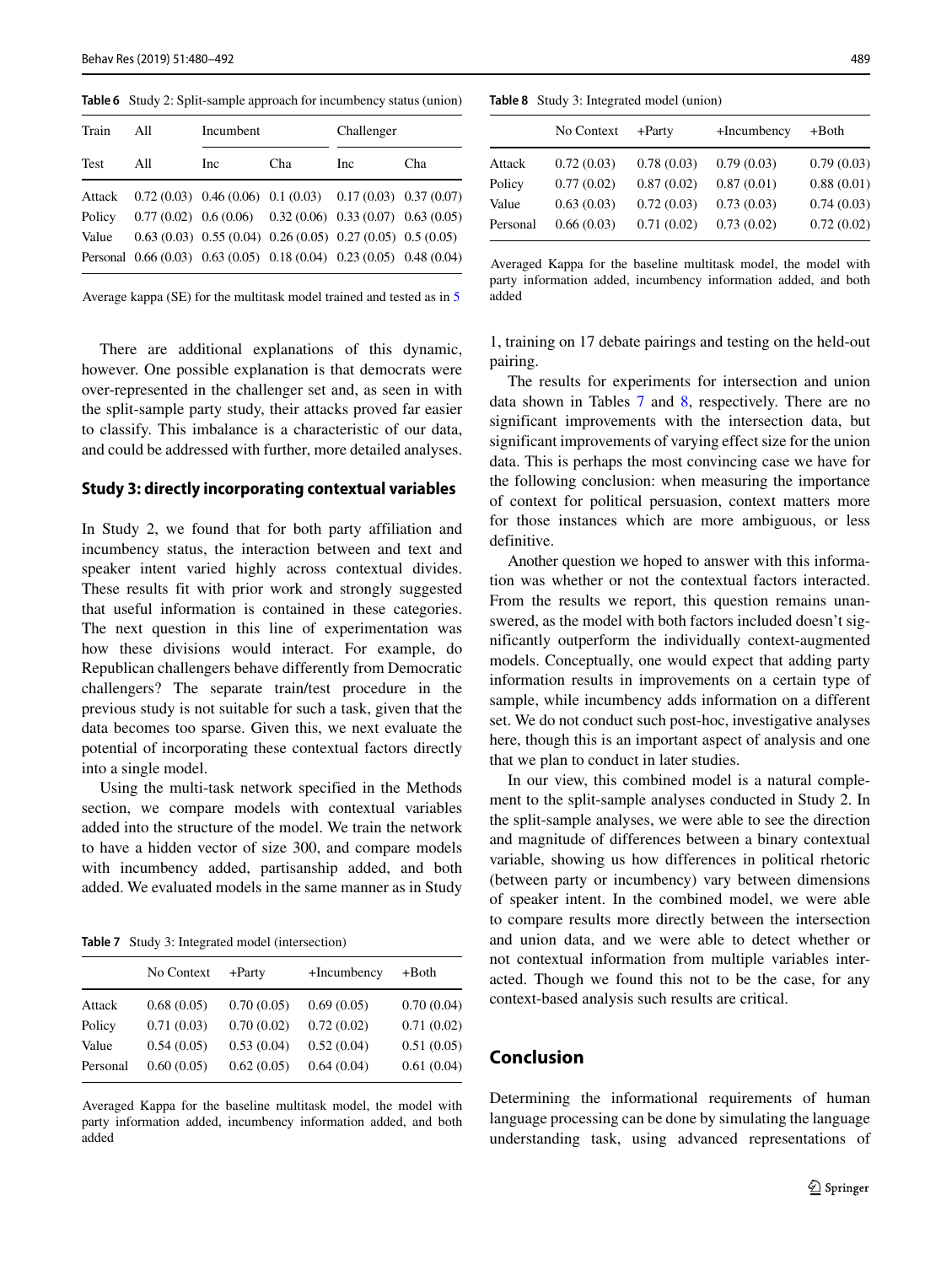**Table 6** Study 2: Split-sample approach for incumbency status (union)

| Train | All | Incumbent | | Challenger | |
|---|---|---|---|---|---|
| Test | All | Inc | Cha | Inc | Cha |
| Attack | 0.72 (0.03) | 0.46 (0.06) | 0.1 (0.03) | 0.17 (0.03) | 0.37 (0.07) |
| Policy | 0.77 (0.02) | 0.6 (0.06) | 0.32 (0.06) | 0.33 (0.07) | 0.63 (0.05) |
| Value | 0.63 (0.03) | 0.55 (0.04) | 0.26 (0.05) | 0.27 (0.05) | 0.5 (0.05) |
| Personal | 0.66 (0.03) | 0.63 (0.05) | 0.18 (0.04) | 0.23 (0.05) | 0.48 (0.04) |

Average kappa (SE) for the multitask model trained and tested as in 5

There are additional explanations of this dynamic, however. One possible explanation is that democrats were over-represented in the challenger set and, as seen in with the split-sample party study, their attacks proved far easier to classify. This imbalance is a characteristic of our data, and could be addressed with further, more detailed analyses.

## Study 3: directly incorporating contextual variables

In Study 2, we found that for both party affiliation and incumbency status, the interaction between and text and speaker intent varied highly across contextual divides. These results fit with prior work and strongly suggested that useful information is contained in these categories. The next question in this line of experimentation was how these divisions would interact. For example, do Republican challengers behave differently from Democratic challengers? The separate train/test procedure in the previous study is not suitable for such a task, given that the data becomes too sparse. Given this, we next evaluate the potential of incorporating these contextual factors directly into a single model.

Using the multi-task network specified in the Methods section, we compare models with contextual variables added into the structure of the model. We train the network to have a hidden vector of size 300, and compare models with incumbency added, partisanship added, and both added. We evaluated models in the same manner as in Study 1, training on 17 debate pairings and testing on the held-out pairing.

**Table 7** Study 3: Integrated model (intersection)

| | No Context | +Party | +Incumbency | +Both |
|---|---|---|---|---|
| Attack | 0.68 (0.05) | 0.70 (0.05) | 0.69 (0.05) | 0.70 (0.04) |
| Policy | 0.71 (0.03) | 0.70 (0.02) | 0.72 (0.02) | 0.71 (0.02) |
| Value | 0.54 (0.05) | 0.53 (0.04) | 0.52 (0.04) | 0.51 (0.05) |
| Personal | 0.60 (0.05) | 0.62 (0.05) | 0.64 (0.04) | 0.61 (0.04) |

Averaged Kappa for the baseline multitask model, the model with party information added, incumbency information added, and both added

**Table 8** Study 3: Integrated model (union)

| | No Context | +Party | +Incumbency | +Both |
|---|---|---|---|---|
| Attack | 0.72 (0.03) | 0.78 (0.03) | 0.79 (0.03) | 0.79 (0.03) |
| Policy | 0.77 (0.02) | 0.87 (0.02) | 0.87 (0.01) | 0.88 (0.01) |
| Value | 0.63 (0.03) | 0.72 (0.03) | 0.73 (0.03) | 0.74 (0.03) |
| Personal | 0.66 (0.03) | 0.71 (0.02) | 0.73 (0.02) | 0.72 (0.02) |

Averaged Kappa for the baseline multitask model, the model with party information added, incumbency information added, and both added

The results for experiments for intersection and union data shown in Tables 7 and 8, respectively. There are no significant improvements with the intersection data, but significant improvements of varying effect size for the union data. This is perhaps the most convincing case we have for the following conclusion: when measuring the importance of context for political persuasion, context matters more for those instances which are more ambiguous, or less definitive.

Another question we hoped to answer with this information was whether or not the contextual factors interacted. From the results we report, this question remains unanswered, as the model with both factors included doesn't significantly outperform the individually context-augmented models. Conceptually, one would expect that adding party information results in improvements on a certain type of sample, while incumbency adds information on a different set. We do not conduct such post-hoc, investigative analyses here, though this is an important aspect of analysis and one that we plan to conduct in later studies.

In our view, this combined model is a natural complement to the split-sample analyses conducted in Study 2. In the split-sample analyses, we were able to see the direction and magnitude of differences between a binary contextual variable, showing us how differences in political rhetoric (between party or incumbency) vary between dimensions of speaker intent. In the combined model, we were able to compare results more directly between the intersection and union data, and we were able to detect whether or not contextual information from multiple variables interacted. Though we found this not to be the case, for any context-based analysis such results are critical.

## Conclusion

Determining the informational requirements of human language processing can be done by simulating the language understanding task, using advanced representations of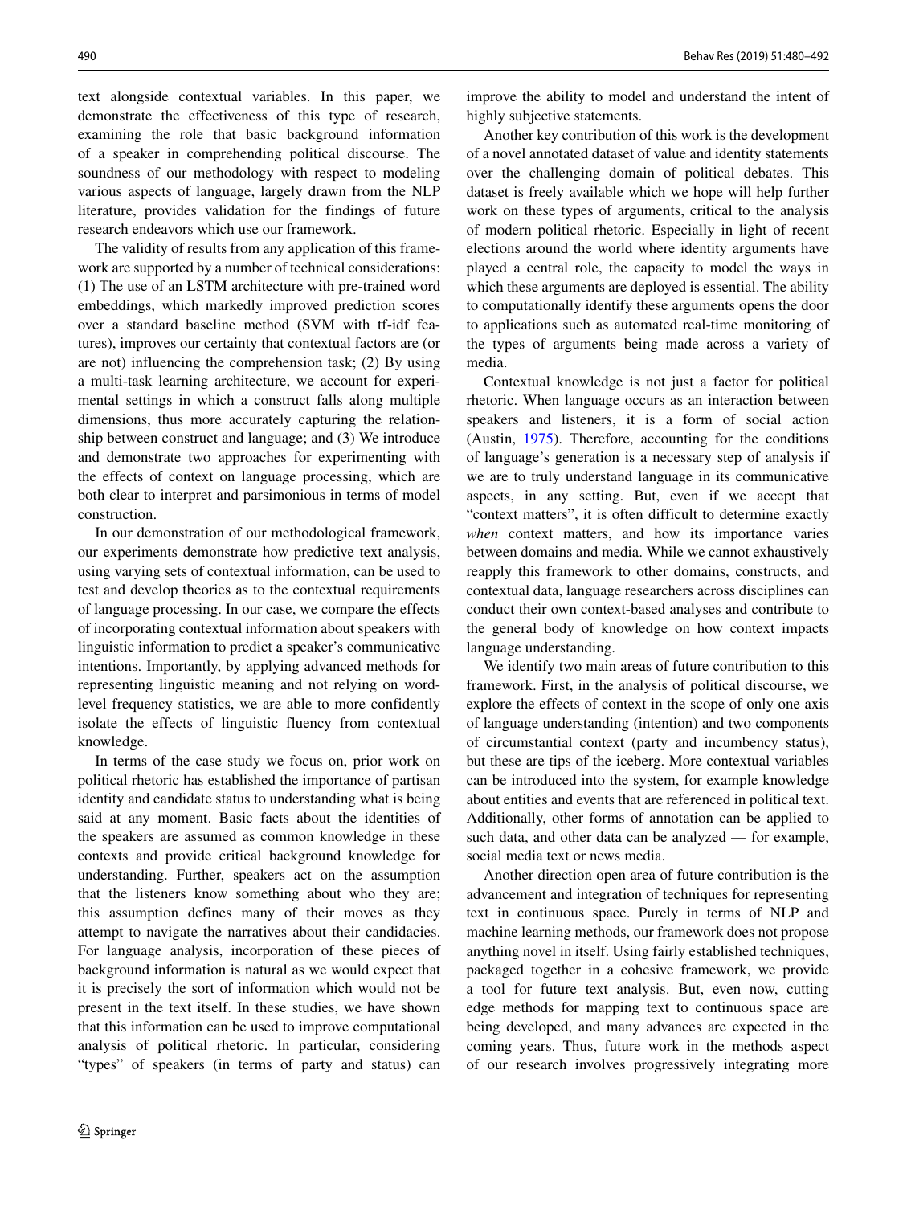text alongside contextual variables. In this paper, we demonstrate the effectiveness of this type of research, examining the role that basic background information of a speaker in comprehending political discourse. The soundness of our methodology with respect to modeling various aspects of language, largely drawn from the NLP literature, provides validation for the findings of future research endeavors which use our framework.

The validity of results from any application of this framework are supported by a number of technical considerations: (1) The use of an LSTM architecture with pre-trained word embeddings, which markedly improved prediction scores over a standard baseline method (SVM with tf-idf features), improves our certainty that contextual factors are (or are not) influencing the comprehension task; (2) By using a multi-task learning architecture, we account for experimental settings in which a construct falls along multiple dimensions, thus more accurately capturing the relationship between construct and language; and (3) We introduce and demonstrate two approaches for experimenting with the effects of context on language processing, which are both clear to interpret and parsimonious in terms of model construction.

In our demonstration of our methodological framework, our experiments demonstrate how predictive text analysis, using varying sets of contextual information, can be used to test and develop theories as to the contextual requirements of language processing. In our case, we compare the effects of incorporating contextual information about speakers with linguistic information to predict a speaker's communicative intentions. Importantly, by applying advanced methods for representing linguistic meaning and not relying on word-level frequency statistics, we are able to more confidently isolate the effects of linguistic fluency from contextual knowledge.

In terms of the case study we focus on, prior work on political rhetoric has established the importance of partisan identity and candidate status to understanding what is being said at any moment. Basic facts about the identities of the speakers are assumed as common knowledge in these contexts and provide critical background knowledge for understanding. Further, speakers act on the assumption that the listeners know something about who they are; this assumption defines many of their moves as they attempt to navigate the narratives about their candidacies. For language analysis, incorporation of these pieces of background information is natural as we would expect that it is precisely the sort of information which would not be present in the text itself. In these studies, we have shown that this information can be used to improve computational analysis of political rhetoric. In particular, considering "types" of speakers (in terms of party and status) can improve the ability to model and understand the intent of highly subjective statements.

Another key contribution of this work is the development of a novel annotated dataset of value and identity statements over the challenging domain of political debates. This dataset is freely available which we hope will help further work on these types of arguments, critical to the analysis of modern political rhetoric. Especially in light of recent elections around the world where identity arguments have played a central role, the capacity to model the ways in which these arguments are deployed is essential. The ability to computationally identify these arguments opens the door to applications such as automated real-time monitoring of the types of arguments being made across a variety of media.

Contextual knowledge is not just a factor for political rhetoric. When language occurs as an interaction between speakers and listeners, it is a form of social action (Austin, 1975). Therefore, accounting for the conditions of language's generation is a necessary step of analysis if we are to truly understand language in its communicative aspects, in any setting. But, even if we accept that "context matters", it is often difficult to determine exactly *when* context matters, and how its importance varies between domains and media. While we cannot exhaustively reapply this framework to other domains, constructs, and contextual data, language researchers across disciplines can conduct their own context-based analyses and contribute to the general body of knowledge on how context impacts language understanding.

We identify two main areas of future contribution to this framework. First, in the analysis of political discourse, we explore the effects of context in the scope of only one axis of language understanding (intention) and two components of circumstantial context (party and incumbency status), but these are tips of the iceberg. More contextual variables can be introduced into the system, for example knowledge about entities and events that are referenced in political text. Additionally, other forms of annotation can be applied to such data, and other data can be analyzed — for example, social media text or news media.

Another direction open area of future contribution is the advancement and integration of techniques for representing text in continuous space. Purely in terms of NLP and machine learning methods, our framework does not propose anything novel in itself. Using fairly established techniques, packaged together in a cohesive framework, we provide a tool for future text analysis. But, even now, cutting edge methods for mapping text to continuous space are being developed, and many advances are expected in the coming years. Thus, future work in the methods aspect of our research involves progressively integrating more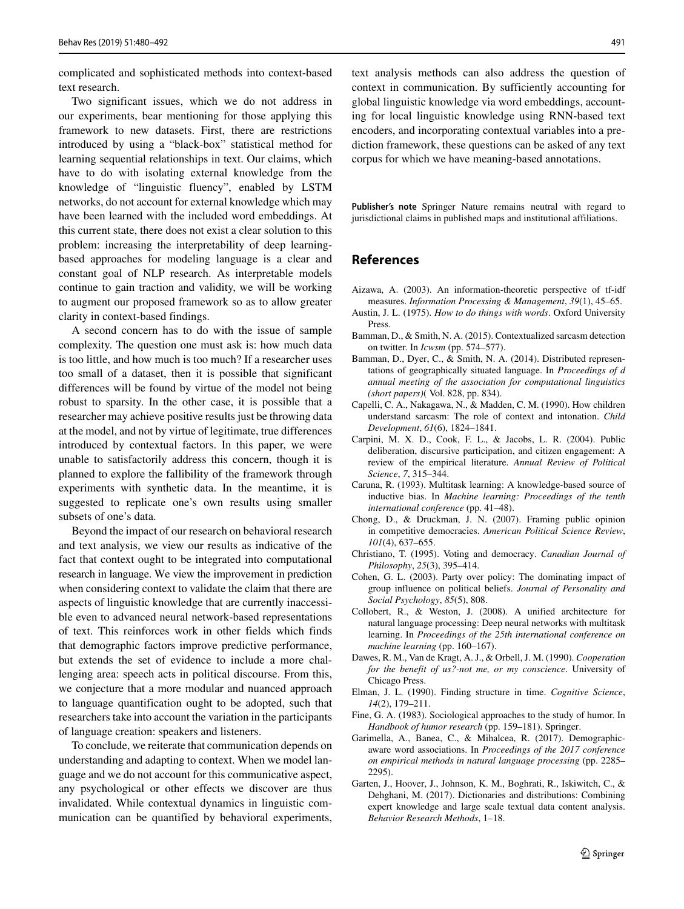complicated and sophisticated methods into context-based text research.

Two significant issues, which we do not address in our experiments, bear mentioning for those applying this framework to new datasets. First, there are restrictions introduced by using a "black-box" statistical method for learning sequential relationships in text. Our claims, which have to do with isolating external knowledge from the knowledge of "linguistic fluency", enabled by LSTM networks, do not account for external knowledge which may have been learned with the included word embeddings. At this current state, there does not exist a clear solution to this problem: increasing the interpretability of deep learning-based approaches for modeling language is a clear and constant goal of NLP research. As interpretable models continue to gain traction and validity, we will be working to augment our proposed framework so as to allow greater clarity in context-based findings.

A second concern has to do with the issue of sample complexity. The question one must ask is: how much data is too little, and how much is too much? If a researcher uses too small of a dataset, then it is possible that significant differences will be found by virtue of the model not being robust to sparsity. In the other case, it is possible that a researcher may achieve positive results just be throwing data at the model, and not by virtue of legitimate, true differences introduced by contextual factors. In this paper, we were unable to satisfactorily address this concern, though it is planned to explore the fallibility of the framework through experiments with synthetic data. In the meantime, it is suggested to replicate one's own results using smaller subsets of one's data.

Beyond the impact of our research on behavioral research and text analysis, we view our results as indicative of the fact that context ought to be integrated into computational research in language. We view the improvement in prediction when considering context to validate the claim that there are aspects of linguistic knowledge that are currently inaccessible even to advanced neural network-based representations of text. This reinforces work in other fields which finds that demographic factors improve predictive performance, but extends the set of evidence to include a more challenging area: speech acts in political discourse. From this, we conjecture that a more modular and nuanced approach to language quantification ought to be adopted, such that researchers take into account the variation in the participants of language creation: speakers and listeners.

To conclude, we reiterate that communication depends on understanding and adapting to context. When we model language and we do not account for this communicative aspect, any psychological or other effects we discover are thus invalidated. While contextual dynamics in linguistic communication can be quantified by behavioral experiments, text analysis methods can also address the question of context in communication. By sufficiently accounting for global linguistic knowledge via word embeddings, accounting for local linguistic knowledge using RNN-based text encoders, and incorporating contextual variables into a prediction framework, these questions can be asked of any text corpus for which we have meaning-based annotations.

**Publisher's note** Springer Nature remains neutral with regard to jurisdictional claims in published maps and institutional affiliations.

## References

Aizawa, A. (2003). An information-theoretic perspective of tf-idf measures. *Information Processing & Management*, *39*(1), 45–65.

Austin, J. L. (1975). *How to do things with words*. Oxford University Press.

Bamman, D., & Smith, N. A. (2015). Contextualized sarcasm detection on twitter. In *Icwsm* (pp. 574–577).

Bamman, D., Dyer, C., & Smith, N. A. (2014). Distributed representations of geographically situated language. In *Proceedings of d annual meeting of the association for computational linguistics (short papers)*( Vol. 828, pp. 834).

Capelli, C. A., Nakagawa, N., & Madden, C. M. (1990). How children understand sarcasm: The role of context and intonation. *Child Development*, *61*(6), 1824–1841.

Carpini, M. X. D., Cook, F. L., & Jacobs, L. R. (2004). Public deliberation, discursive participation, and citizen engagement: A review of the empirical literature. *Annual Review of Political Science*, *7*, 315–344.

Caruna, R. (1993). Multitask learning: A knowledge-based source of inductive bias. In *Machine learning: Proceedings of the tenth international conference* (pp. 41–48).

Chong, D., & Druckman, J. N. (2007). Framing public opinion in competitive democracies. *American Political Science Review*, *101*(4), 637–655.

Christiano, T. (1995). Voting and democracy. *Canadian Journal of Philosophy*, *25*(3), 395–414.

Cohen, G. L. (2003). Party over policy: The dominating impact of group influence on political beliefs. *Journal of Personality and Social Psychology*, *85*(5), 808.

Collobert, R., & Weston, J. (2008). A unified architecture for natural language processing: Deep neural networks with multitask learning. In *Proceedings of the 25th international conference on machine learning* (pp. 160–167).

Dawes, R. M., Van de Kragt, A. J., & Orbell, J. M. (1990). *Cooperation for the benefit of us?-not me, or my conscience*. University of Chicago Press.

Elman, J. L. (1990). Finding structure in time. *Cognitive Science*, *14*(2), 179–211.

Fine, G. A. (1983). Sociological approaches to the study of humor. In *Handbook of humor research* (pp. 159–181). Springer.

Garimella, A., Banea, C., & Mihalcea, R. (2017). Demographic-aware word associations. In *Proceedings of the 2017 conference on empirical methods in natural language processing* (pp. 2285–2295).

Garten, J., Hoover, J., Johnson, K. M., Boghrati, R., Iskiwitch, C., & Dehghani, M. (2017). Dictionaries and distributions: Combining expert knowledge and large scale textual data content analysis. *Behavior Research Methods*, 1–18.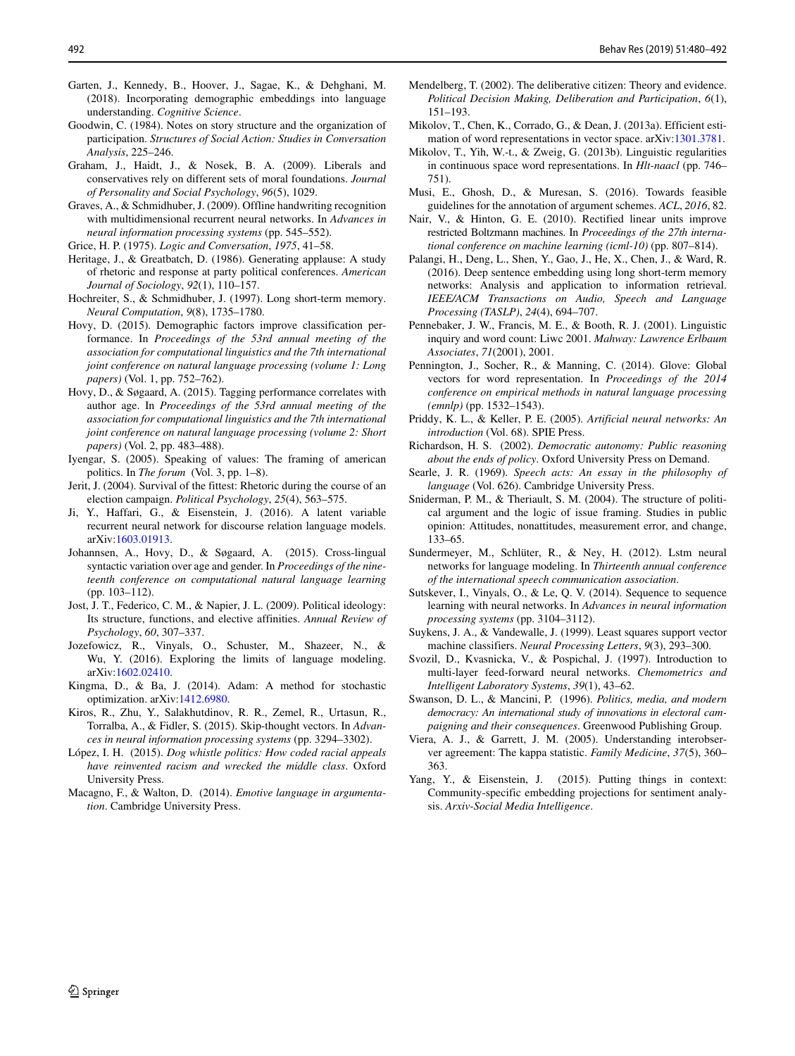Garten, J., Kennedy, B., Hoover, J., Sagae, K., & Dehghani, M. (2018). Incorporating demographic embeddings into language understanding. *Cognitive Science*.

Goodwin, C. (1984). Notes on story structure and the organization of participation. *Structures of Social Action: Studies in Conversation Analysis*, 225–246.

Graham, J., Haidt, J., & Nosek, B. A. (2009). Liberals and conservatives rely on different sets of moral foundations. *Journal of Personality and Social Psychology*, *96*(5), 1029.

Graves, A., & Schmidhuber, J. (2009). Offline handwriting recognition with multidimensional recurrent neural networks. In *Advances in neural information processing systems* (pp. 545–552).

Grice, H. P. (1975). *Logic and Conversation*, *1975*, 41–58.

Heritage, J., & Greatbatch, D. (1986). Generating applause: A study of rhetoric and response at party political conferences. *American Journal of Sociology*, *92*(1), 110–157.

Hochreiter, S., & Schmidhuber, J. (1997). Long short-term memory. *Neural Computation*, *9*(8), 1735–1780.

Hovy, D. (2015). Demographic factors improve classification performance. In *Proceedings of the 53rd annual meeting of the association for computational linguistics and the 7th international joint conference on natural language processing (volume 1: Long papers)* (Vol. 1, pp. 752–762).

Hovy, D., & Søgaard, A. (2015). Tagging performance correlates with author age. In *Proceedings of the 53rd annual meeting of the association for computational linguistics and the 7th international joint conference on natural language processing (volume 2: Short papers)* (Vol. 2, pp. 483–488).

Iyengar, S. (2005). Speaking of values: The framing of american politics. In *The forum* (Vol. 3, pp. 1–8).

Jerit, J. (2004). Survival of the fittest: Rhetoric during the course of an election campaign. *Political Psychology*, *25*(4), 563–575.

Ji, Y., Haffari, G., & Eisenstein, J. (2016). A latent variable recurrent neural network for discourse relation language models. arXiv:1603.01913.

Johannsen, A., Hovy, D., & Søgaard, A. (2015). Cross-lingual syntactic variation over age and gender. In *Proceedings of the nineteenth conference on computational natural language learning* (pp. 103–112).

Jost, J. T., Federico, C. M., & Napier, J. L. (2009). Political ideology: Its structure, functions, and elective affinities. *Annual Review of Psychology*, *60*, 307–337.

Jozefowicz, R., Vinyals, O., Schuster, M., Shazeer, N., & Wu, Y. (2016). Exploring the limits of language modeling. arXiv:1602.02410.

Kingma, D., & Ba, J. (2014). Adam: A method for stochastic optimization. arXiv:1412.6980.

Kiros, R., Zhu, Y., Salakhutdinov, R. R., Zemel, R., Urtasun, R., Torralba, A., & Fidler, S. (2015). Skip-thought vectors. In *Advances in neural information processing systems* (pp. 3294–3302).

López, I. H. (2015). *Dog whistle politics: How coded racial appeals have reinvented racism and wrecked the middle class*. Oxford University Press.

Macagno, F., & Walton, D. (2014). *Emotive language in argumentation*. Cambridge University Press.

Mendelberg, T. (2002). The deliberative citizen: Theory and evidence. *Political Decision Making, Deliberation and Participation*, *6*(1), 151–193.

Mikolov, T., Chen, K., Corrado, G., & Dean, J. (2013a). Efficient estimation of word representations in vector space. arXiv:1301.3781.

Mikolov, T., Yih, W.-t., & Zweig, G. (2013b). Linguistic regularities in continuous space word representations. In *Hlt-naacl* (pp. 746–751).

Musi, E., Ghosh, D., & Muresan, S. (2016). Towards feasible guidelines for the annotation of argument schemes. *ACL*, *2016*, 82.

Nair, V., & Hinton, G. E. (2010). Rectified linear units improve restricted Boltzmann machines. In *Proceedings of the 27th international conference on machine learning (icml-10)* (pp. 807–814).

Palangi, H., Deng, L., Shen, Y., Gao, J., He, X., Chen, J., & Ward, R. (2016). Deep sentence embedding using long short-term memory networks: Analysis and application to information retrieval. *IEEE/ACM Transactions on Audio, Speech and Language Processing (TASLP)*, *24*(4), 694–707.

Pennebaker, J. W., Francis, M. E., & Booth, R. J. (2001). Linguistic inquiry and word count: Liwc 2001. *Mahway: Lawrence Erlbaum Associates*, *71*(2001), 2001.

Pennington, J., Socher, R., & Manning, C. (2014). Glove: Global vectors for word representation. In *Proceedings of the 2014 conference on empirical methods in natural language processing (emnlp)* (pp. 1532–1543).

Priddy, K. L., & Keller, P. E. (2005). *Artificial neural networks: An introduction* (Vol. 68). SPIE Press.

Richardson, H. S. (2002). *Democratic autonomy: Public reasoning about the ends of policy*. Oxford University Press on Demand.

Searle, J. R. (1969). *Speech acts: An essay in the philosophy of language* (Vol. 626). Cambridge University Press.

Sniderman, P. M., & Theriault, S. M. (2004). The structure of political argument and the logic of issue framing. Studies in public opinion: Attitudes, nonattitudes, measurement error, and change, 133–65.

Sundermeyer, M., Schlüter, R., & Ney, H. (2012). Lstm neural networks for language modeling. In *Thirteenth annual conference of the international speech communication association*.

Sutskever, I., Vinyals, O., & Le, Q. V. (2014). Sequence to sequence learning with neural networks. In *Advances in neural information processing systems* (pp. 3104–3112).

Suykens, J. A., & Vandewalle, J. (1999). Least squares support vector machine classifiers. *Neural Processing Letters*, *9*(3), 293–300.

Svozil, D., Kvasnicka, V., & Pospichal, J. (1997). Introduction to multi-layer feed-forward neural networks. *Chemometrics and Intelligent Laboratory Systems*, *39*(1), 43–62.

Swanson, D. L., & Mancini, P. (1996). *Politics, media, and modern democracy: An international study of innovations in electoral campaigning and their consequences*. Greenwood Publishing Group.

Viera, A. J., & Garrett, J. M. (2005). Understanding interobserver agreement: The kappa statistic. *Family Medicine*, *37*(5), 360–363.

Yang, Y., & Eisenstein, J. (2015). Putting things in context: Community-specific embedding projections for sentiment analysis. *Arxiv-Social Media Intelligence*.